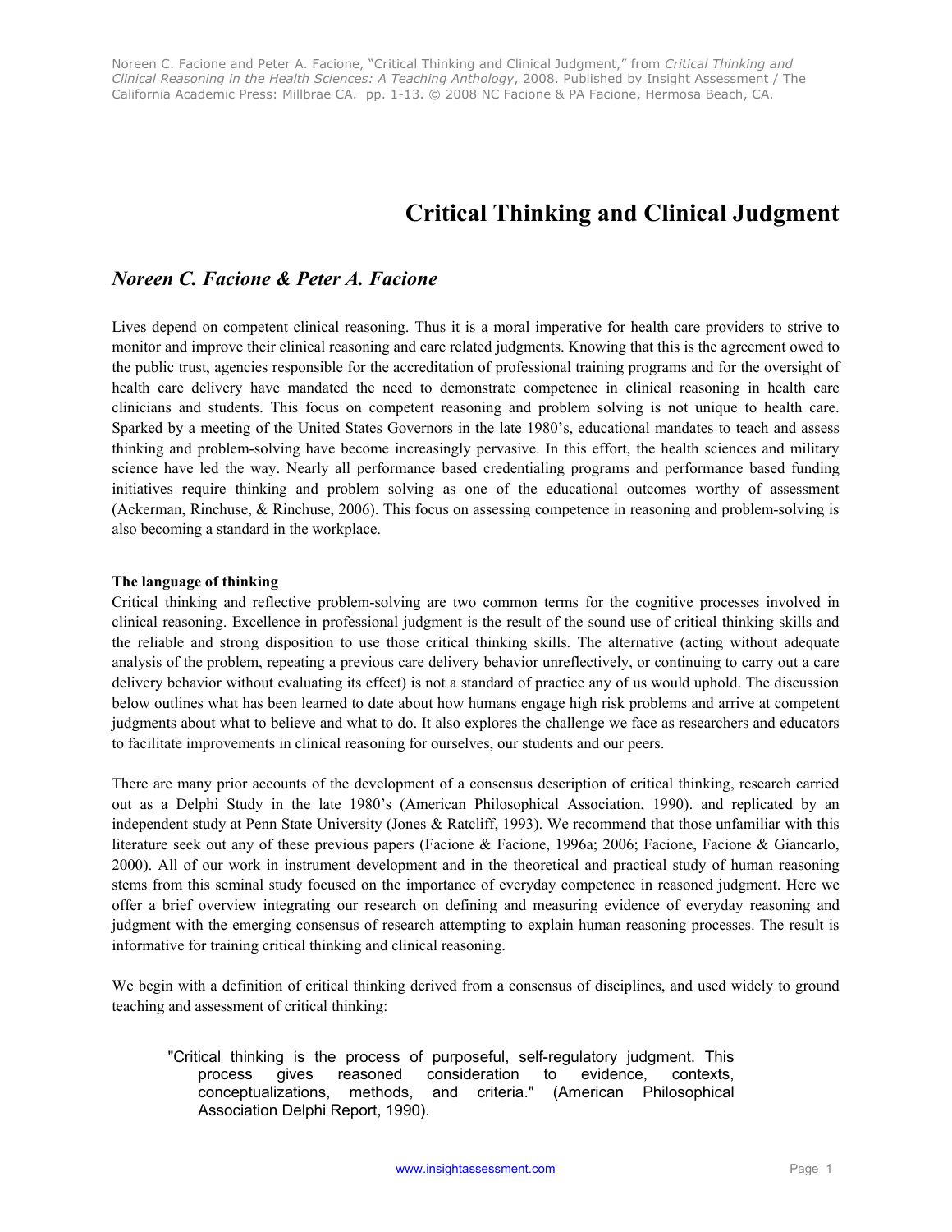Noreen C. Facione and Peter A. Facione, "Critical Thinking and Clinical Judgment," from *Critical Thinking and Clinical Reasoning in the Health Sciences: A Teaching Anthology*, 2008. Published by Insight Assessment / The California Academic Press: Millbrae CA. pp. 1-13. © 2008 NC Facione & PA Facione, Hermosa Beach, CA.

# Critical Thinking and Clinical Judgment

## *Noreen C. Facione & Peter A. Facione*

Lives depend on competent clinical reasoning. Thus it is a moral imperative for health care providers to strive to monitor and improve their clinical reasoning and care related judgments. Knowing that this is the agreement owed to the public trust, agencies responsible for the accreditation of professional training programs and for the oversight of health care delivery have mandated the need to demonstrate competence in clinical reasoning in health care clinicians and students. This focus on competent reasoning and problem solving is not unique to health care. Sparked by a meeting of the United States Governors in the late 1980's, educational mandates to teach and assess thinking and problem-solving have become increasingly pervasive. In this effort, the health sciences and military science have led the way. Nearly all performance based credentialing programs and performance based funding initiatives require thinking and problem solving as one of the educational outcomes worthy of assessment (Ackerman, Rinchuse, & Rinchuse, 2006). This focus on assessing competence in reasoning and problem-solving is also becoming a standard in the workplace.

**The language of thinking**

Critical thinking and reflective problem-solving are two common terms for the cognitive processes involved in clinical reasoning. Excellence in professional judgment is the result of the sound use of critical thinking skills and the reliable and strong disposition to use those critical thinking skills. The alternative (acting without adequate analysis of the problem, repeating a previous care delivery behavior unreflectively, or continuing to carry out a care delivery behavior without evaluating its effect) is not a standard of practice any of us would uphold. The discussion below outlines what has been learned to date about how humans engage high risk problems and arrive at competent judgments about what to believe and what to do. It also explores the challenge we face as researchers and educators to facilitate improvements in clinical reasoning for ourselves, our students and our peers.

There are many prior accounts of the development of a consensus description of critical thinking, research carried out as a Delphi Study in the late 1980's (American Philosophical Association, 1990). and replicated by an independent study at Penn State University (Jones & Ratcliff, 1993). We recommend that those unfamiliar with this literature seek out any of these previous papers (Facione & Facione, 1996a; 2006; Facione, Facione & Giancarlo, 2000). All of our work in instrument development and in the theoretical and practical study of human reasoning stems from this seminal study focused on the importance of everyday competence in reasoned judgment. Here we offer a brief overview integrating our research on defining and measuring evidence of everyday reasoning and judgment with the emerging consensus of research attempting to explain human reasoning processes. The result is informative for training critical thinking and clinical reasoning.

We begin with a definition of critical thinking derived from a consensus of disciplines, and used widely to ground teaching and assessment of critical thinking:

> "Critical thinking is the process of purposeful, self-regulatory judgment. This process gives reasoned consideration to evidence, contexts, conceptualizations, methods, and criteria." (American Philosophical Association Delphi Report, 1990).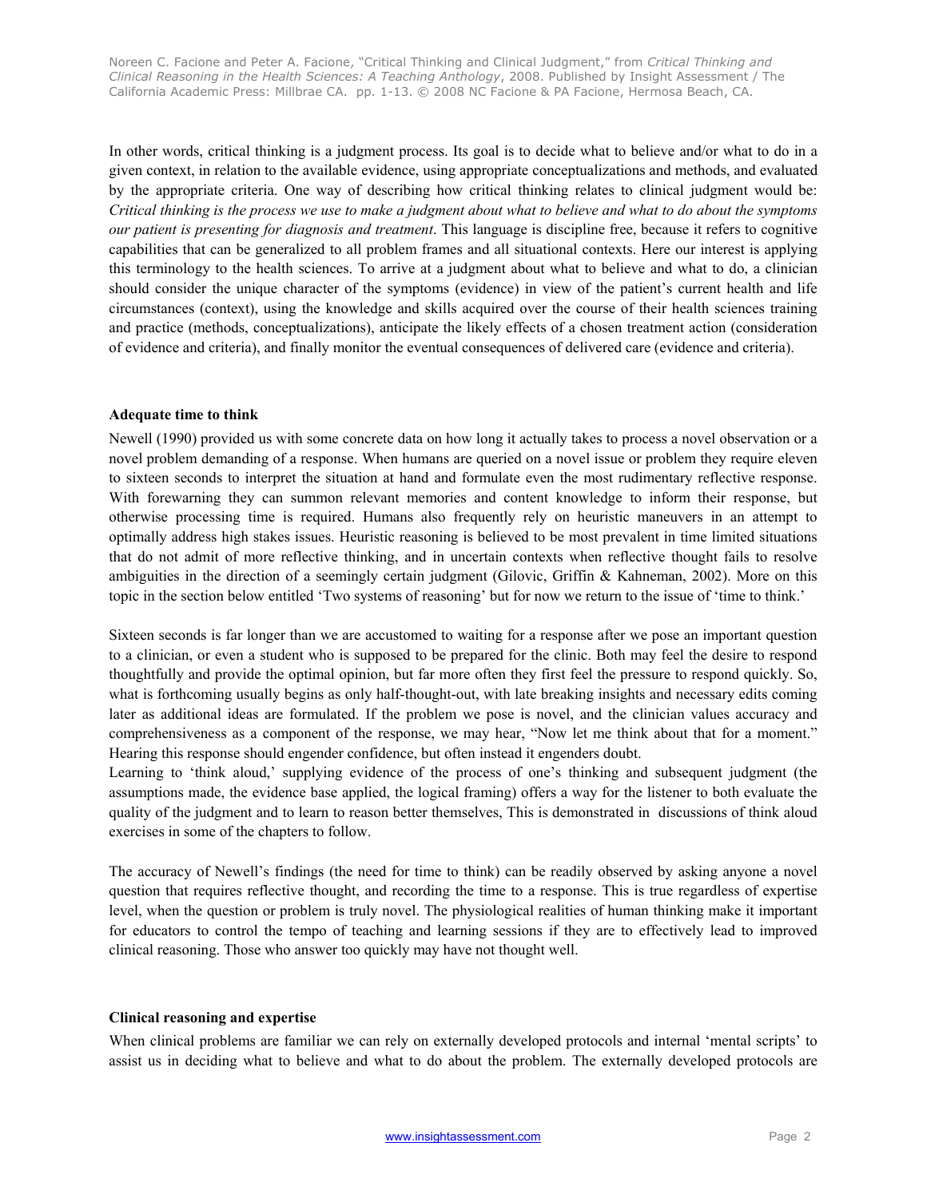In other words, critical thinking is a judgment process. Its goal is to decide what to believe and/or what to do in a given context, in relation to the available evidence, using appropriate conceptualizations and methods, and evaluated by the appropriate criteria. One way of describing how critical thinking relates to clinical judgment would be: *Critical thinking is the process we use to make a judgment about what to believe and what to do about the symptoms our patient is presenting for diagnosis and treatment*. This language is discipline free, because it refers to cognitive capabilities that can be generalized to all problem frames and all situational contexts. Here our interest is applying this terminology to the health sciences. To arrive at a judgment about what to believe and what to do, a clinician should consider the unique character of the symptoms (evidence) in view of the patient's current health and life circumstances (context), using the knowledge and skills acquired over the course of their health sciences training and practice (methods, conceptualizations), anticipate the likely effects of a chosen treatment action (consideration of evidence and criteria), and finally monitor the eventual consequences of delivered care (evidence and criteria).

**Adequate time to think**

Newell (1990) provided us with some concrete data on how long it actually takes to process a novel observation or a novel problem demanding of a response. When humans are queried on a novel issue or problem they require eleven to sixteen seconds to interpret the situation at hand and formulate even the most rudimentary reflective response. With forewarning they can summon relevant memories and content knowledge to inform their response, but otherwise processing time is required. Humans also frequently rely on heuristic maneuvers in an attempt to optimally address high stakes issues. Heuristic reasoning is believed to be most prevalent in time limited situations that do not admit of more reflective thinking, and in uncertain contexts when reflective thought fails to resolve ambiguities in the direction of a seemingly certain judgment (Gilovic, Griffin & Kahneman, 2002). More on this topic in the section below entitled 'Two systems of reasoning' but for now we return to the issue of 'time to think.'

Sixteen seconds is far longer than we are accustomed to waiting for a response after we pose an important question to a clinician, or even a student who is supposed to be prepared for the clinic. Both may feel the desire to respond thoughtfully and provide the optimal opinion, but far more often they first feel the pressure to respond quickly. So, what is forthcoming usually begins as only half-thought-out, with late breaking insights and necessary edits coming later as additional ideas are formulated. If the problem we pose is novel, and the clinician values accuracy and comprehensiveness as a component of the response, we may hear, "Now let me think about that for a moment." Hearing this response should engender confidence, but often instead it engenders doubt.

Learning to 'think aloud,' supplying evidence of the process of one's thinking and subsequent judgment (the assumptions made, the evidence base applied, the logical framing) offers a way for the listener to both evaluate the quality of the judgment and to learn to reason better themselves, This is demonstrated in discussions of think aloud exercises in some of the chapters to follow.

The accuracy of Newell's findings (the need for time to think) can be readily observed by asking anyone a novel question that requires reflective thought, and recording the time to a response. This is true regardless of expertise level, when the question or problem is truly novel. The physiological realities of human thinking make it important for educators to control the tempo of teaching and learning sessions if they are to effectively lead to improved clinical reasoning. Those who answer too quickly may have not thought well.

**Clinical reasoning and expertise**

When clinical problems are familiar we can rely on externally developed protocols and internal 'mental scripts' to assist us in deciding what to believe and what to do about the problem. The externally developed protocols are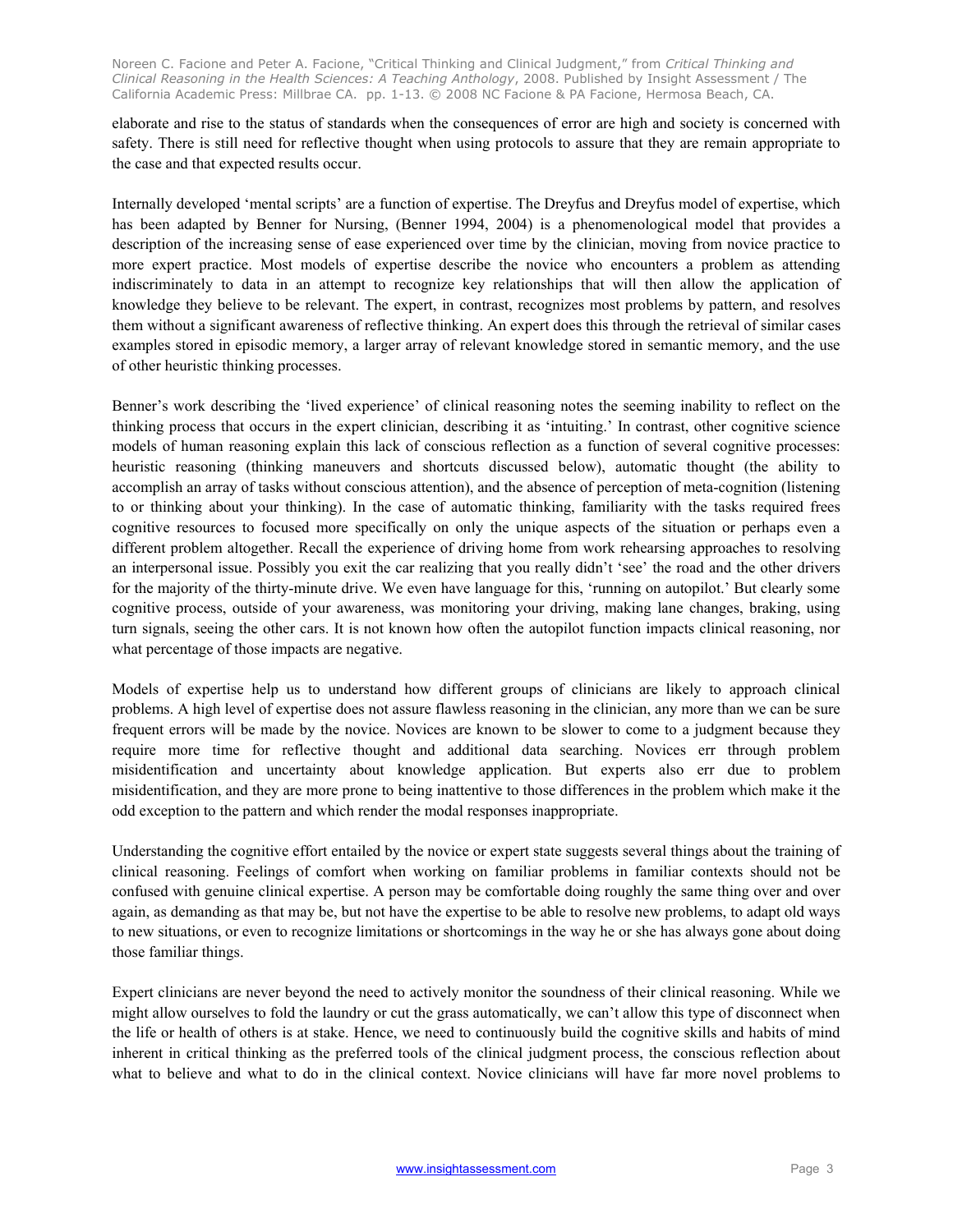elaborate and rise to the status of standards when the consequences of error are high and society is concerned with safety. There is still need for reflective thought when using protocols to assure that they are remain appropriate to the case and that expected results occur.

Internally developed 'mental scripts' are a function of expertise. The Dreyfus and Dreyfus model of expertise, which has been adapted by Benner for Nursing, (Benner 1994, 2004) is a phenomenological model that provides a description of the increasing sense of ease experienced over time by the clinician, moving from novice practice to more expert practice. Most models of expertise describe the novice who encounters a problem as attending indiscriminately to data in an attempt to recognize key relationships that will then allow the application of knowledge they believe to be relevant. The expert, in contrast, recognizes most problems by pattern, and resolves them without a significant awareness of reflective thinking. An expert does this through the retrieval of similar cases examples stored in episodic memory, a larger array of relevant knowledge stored in semantic memory, and the use of other heuristic thinking processes.

Benner's work describing the 'lived experience' of clinical reasoning notes the seeming inability to reflect on the thinking process that occurs in the expert clinician, describing it as 'intuiting.' In contrast, other cognitive science models of human reasoning explain this lack of conscious reflection as a function of several cognitive processes: heuristic reasoning (thinking maneuvers and shortcuts discussed below), automatic thought (the ability to accomplish an array of tasks without conscious attention), and the absence of perception of meta-cognition (listening to or thinking about your thinking). In the case of automatic thinking, familiarity with the tasks required frees cognitive resources to focused more specifically on only the unique aspects of the situation or perhaps even a different problem altogether. Recall the experience of driving home from work rehearsing approaches to resolving an interpersonal issue. Possibly you exit the car realizing that you really didn't 'see' the road and the other drivers for the majority of the thirty-minute drive. We even have language for this, 'running on autopilot.' But clearly some cognitive process, outside of your awareness, was monitoring your driving, making lane changes, braking, using turn signals, seeing the other cars. It is not known how often the autopilot function impacts clinical reasoning, nor what percentage of those impacts are negative.

Models of expertise help us to understand how different groups of clinicians are likely to approach clinical problems. A high level of expertise does not assure flawless reasoning in the clinician, any more than we can be sure frequent errors will be made by the novice. Novices are known to be slower to come to a judgment because they require more time for reflective thought and additional data searching. Novices err through problem misidentification and uncertainty about knowledge application. But experts also err due to problem misidentification, and they are more prone to being inattentive to those differences in the problem which make it the odd exception to the pattern and which render the modal responses inappropriate.

Understanding the cognitive effort entailed by the novice or expert state suggests several things about the training of clinical reasoning. Feelings of comfort when working on familiar problems in familiar contexts should not be confused with genuine clinical expertise. A person may be comfortable doing roughly the same thing over and over again, as demanding as that may be, but not have the expertise to be able to resolve new problems, to adapt old ways to new situations, or even to recognize limitations or shortcomings in the way he or she has always gone about doing those familiar things.

Expert clinicians are never beyond the need to actively monitor the soundness of their clinical reasoning. While we might allow ourselves to fold the laundry or cut the grass automatically, we can't allow this type of disconnect when the life or health of others is at stake. Hence, we need to continuously build the cognitive skills and habits of mind inherent in critical thinking as the preferred tools of the clinical judgment process, the conscious reflection about what to believe and what to do in the clinical context. Novice clinicians will have far more novel problems to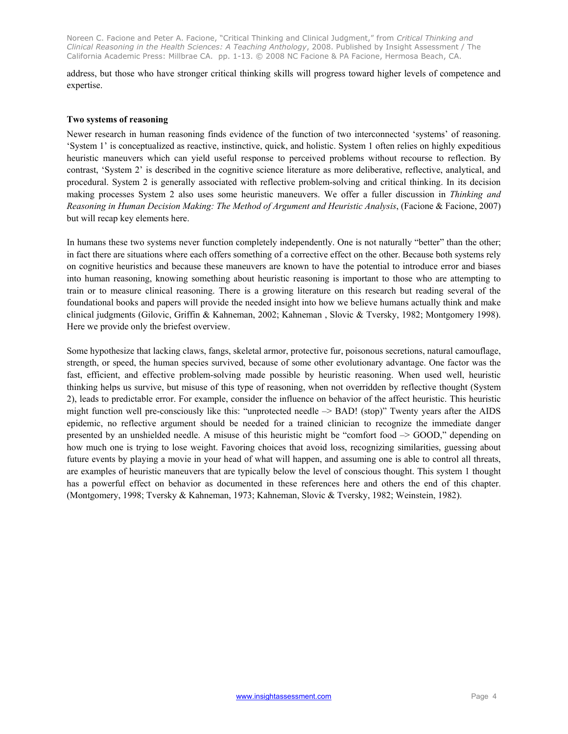address, but those who have stronger critical thinking skills will progress toward higher levels of competence and expertise.

**Two systems of reasoning**

Newer research in human reasoning finds evidence of the function of two interconnected 'systems' of reasoning. 'System 1' is conceptualized as reactive, instinctive, quick, and holistic. System 1 often relies on highly expeditious heuristic maneuvers which can yield useful response to perceived problems without recourse to reflection. By contrast, 'System 2' is described in the cognitive science literature as more deliberative, reflective, analytical, and procedural. System 2 is generally associated with reflective problem-solving and critical thinking. In its decision making processes System 2 also uses some heuristic maneuvers. We offer a fuller discussion in *Thinking and Reasoning in Human Decision Making: The Method of Argument and Heuristic Analysis*, (Facione & Facione, 2007) but will recap key elements here.

In humans these two systems never function completely independently. One is not naturally "better" than the other; in fact there are situations where each offers something of a corrective effect on the other. Because both systems rely on cognitive heuristics and because these maneuvers are known to have the potential to introduce error and biases into human reasoning, knowing something about heuristic reasoning is important to those who are attempting to train or to measure clinical reasoning. There is a growing literature on this research but reading several of the foundational books and papers will provide the needed insight into how we believe humans actually think and make clinical judgments (Gilovic, Griffin & Kahneman, 2002; Kahneman , Slovic & Tversky, 1982; Montgomery 1998). Here we provide only the briefest overview.

Some hypothesize that lacking claws, fangs, skeletal armor, protective fur, poisonous secretions, natural camouflage, strength, or speed, the human species survived, because of some other evolutionary advantage. One factor was the fast, efficient, and effective problem-solving made possible by heuristic reasoning. When used well, heuristic thinking helps us survive, but misuse of this type of reasoning, when not overridden by reflective thought (System 2), leads to predictable error. For example, consider the influence on behavior of the affect heuristic. This heuristic might function well pre-consciously like this: "unprotected needle –> BAD! (stop)" Twenty years after the AIDS epidemic, no reflective argument should be needed for a trained clinician to recognize the immediate danger presented by an unshielded needle. A misuse of this heuristic might be "comfort food –> GOOD," depending on how much one is trying to lose weight. Favoring choices that avoid loss, recognizing similarities, guessing about future events by playing a movie in your head of what will happen, and assuming one is able to control all threats, are examples of heuristic maneuvers that are typically below the level of conscious thought. This system 1 thought has a powerful effect on behavior as documented in these references here and others the end of this chapter. (Montgomery, 1998; Tversky & Kahneman, 1973; Kahneman, Slovic & Tversky, 1982; Weinstein, 1982).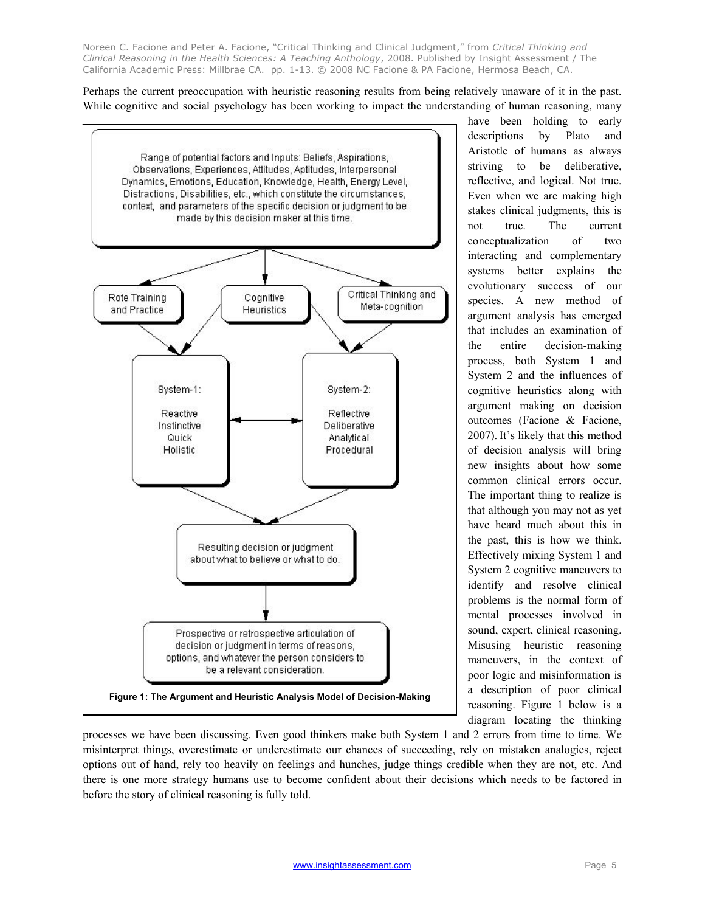Perhaps the current preoccupation with heuristic reasoning results from being relatively unaware of it in the past. While cognitive and social psychology has been working to impact the understanding of human reasoning, many have been holding to early descriptions by Plato and Aristotle of humans as always striving to be deliberative, reflective, and logical. Not true. Even when we are making high stakes clinical judgments, this is not true. The current conceptualization of two interacting and complementary systems better explains the evolutionary success of our species. A new method of argument analysis has emerged that includes an examination of the entire decision-making process, both System 1 and System 2 and the influences of cognitive heuristics along with argument making on decision outcomes (Facione & Facione, 2007). It's likely that this method of decision analysis will bring new insights about how some common clinical errors occur. The important thing to realize is that although you may not as yet have heard much about this in the past, this is how we think. Effectively mixing System 1 and System 2 cognitive maneuvers to identify and resolve clinical problems is the normal form of mental processes involved in sound, expert, clinical reasoning. Misusing heuristic reasoning maneuvers, in the context of poor logic and misinformation is a description of poor clinical reasoning. Figure 1 below is a diagram locating the thinking processes we have been discussing. Even good thinkers make both System 1 and 2 errors from time to time. We misinterpret things, overestimate or underestimate our chances of succeeding, rely on mistaken analogies, reject options out of hand, rely too heavily on feelings and hunches, judge things credible when they are not, etc. And there is one more strategy humans use to become confident about their decisions which needs to be factored in before the story of clinical reasoning is fully told.

Range of potential factors and Inputs: Beliefs, Aspirations, Observations, Experiences, Attitudes, Aptitudes, Interpersonal Dynamics, Emotions, Education, Knowledge, Health, Energy Level, Distractions, Disabilities, etc., which constitute the circumstances, context, and parameters of the specific decision or judgment to be made by this decision maker at this time.

Rote Training and Practice | Cognitive Heuristics | Critical Thinking and Meta-cognition

System-1: Reactive, Instinctive, Quick, Holistic ↔ System-2: Reflective, Deliberative, Analytical, Procedural

Resulting decision or judgment about what to believe or what to do.

Prospective or retrospective articulation of decision or judgment in terms of reasons, options, and whatever the person considers to be a relevant consideration.

**Figure 1: The Argument and Heuristic Analysis Model of Decision-Making**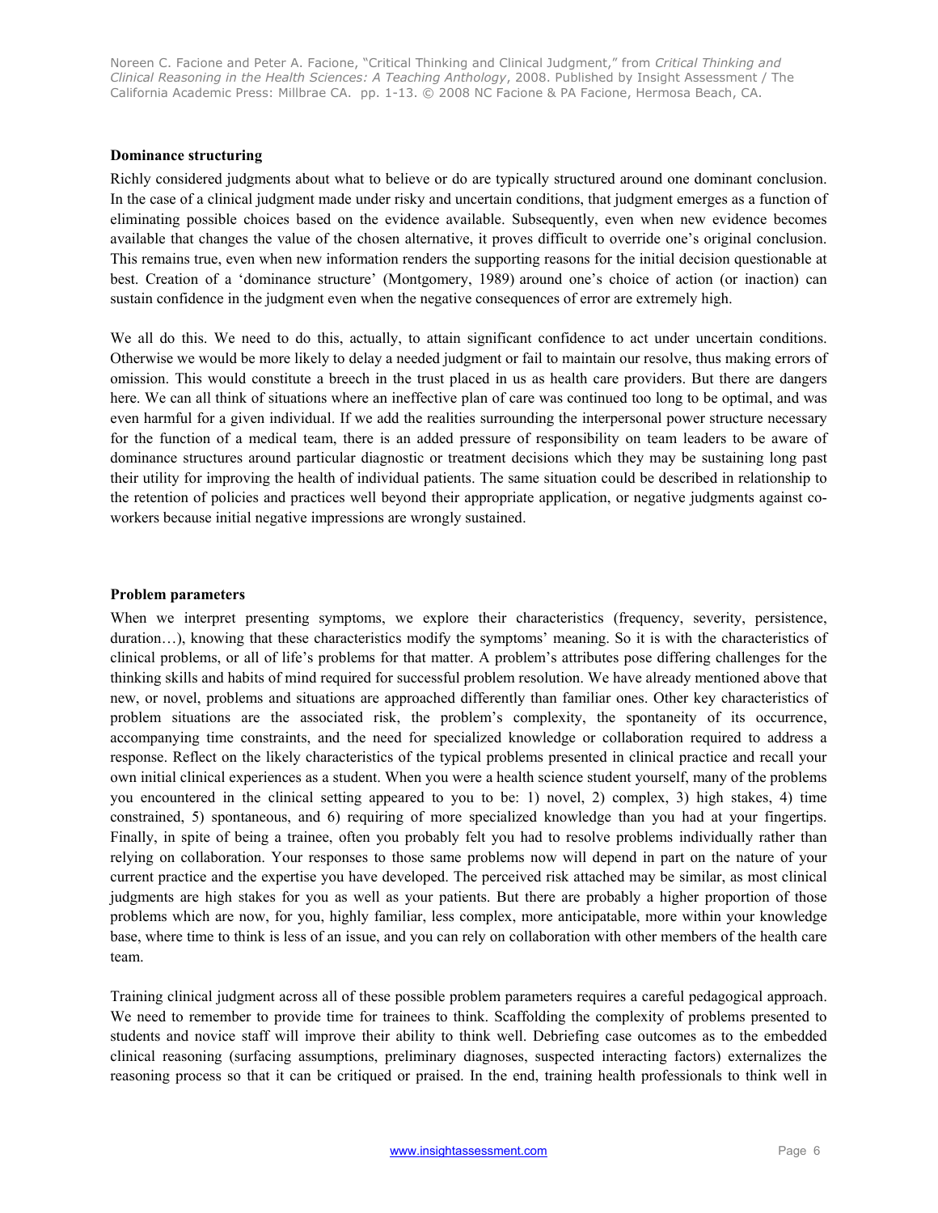**Dominance structuring**

Richly considered judgments about what to believe or do are typically structured around one dominant conclusion. In the case of a clinical judgment made under risky and uncertain conditions, that judgment emerges as a function of eliminating possible choices based on the evidence available. Subsequently, even when new evidence becomes available that changes the value of the chosen alternative, it proves difficult to override one's original conclusion. This remains true, even when new information renders the supporting reasons for the initial decision questionable at best. Creation of a 'dominance structure' (Montgomery, 1989) around one's choice of action (or inaction) can sustain confidence in the judgment even when the negative consequences of error are extremely high.

We all do this. We need to do this, actually, to attain significant confidence to act under uncertain conditions. Otherwise we would be more likely to delay a needed judgment or fail to maintain our resolve, thus making errors of omission. This would constitute a breech in the trust placed in us as health care providers. But there are dangers here. We can all think of situations where an ineffective plan of care was continued too long to be optimal, and was even harmful for a given individual. If we add the realities surrounding the interpersonal power structure necessary for the function of a medical team, there is an added pressure of responsibility on team leaders to be aware of dominance structures around particular diagnostic or treatment decisions which they may be sustaining long past their utility for improving the health of individual patients. The same situation could be described in relationship to the retention of policies and practices well beyond their appropriate application, or negative judgments against co-workers because initial negative impressions are wrongly sustained.

**Problem parameters**

When we interpret presenting symptoms, we explore their characteristics (frequency, severity, persistence, duration…), knowing that these characteristics modify the symptoms' meaning. So it is with the characteristics of clinical problems, or all of life's problems for that matter. A problem's attributes pose differing challenges for the thinking skills and habits of mind required for successful problem resolution. We have already mentioned above that new, or novel, problems and situations are approached differently than familiar ones. Other key characteristics of problem situations are the associated risk, the problem's complexity, the spontaneity of its occurrence, accompanying time constraints, and the need for specialized knowledge or collaboration required to address a response. Reflect on the likely characteristics of the typical problems presented in clinical practice and recall your own initial clinical experiences as a student. When you were a health science student yourself, many of the problems you encountered in the clinical setting appeared to you to be: 1) novel, 2) complex, 3) high stakes, 4) time constrained, 5) spontaneous, and 6) requiring of more specialized knowledge than you had at your fingertips. Finally, in spite of being a trainee, often you probably felt you had to resolve problems individually rather than relying on collaboration. Your responses to those same problems now will depend in part on the nature of your current practice and the expertise you have developed. The perceived risk attached may be similar, as most clinical judgments are high stakes for you as well as your patients. But there are probably a higher proportion of those problems which are now, for you, highly familiar, less complex, more anticipatable, more within your knowledge base, where time to think is less of an issue, and you can rely on collaboration with other members of the health care team.

Training clinical judgment across all of these possible problem parameters requires a careful pedagogical approach. We need to remember to provide time for trainees to think. Scaffolding the complexity of problems presented to students and novice staff will improve their ability to think well. Debriefing case outcomes as to the embedded clinical reasoning (surfacing assumptions, preliminary diagnoses, suspected interacting factors) externalizes the reasoning process so that it can be critiqued or praised. In the end, training health professionals to think well in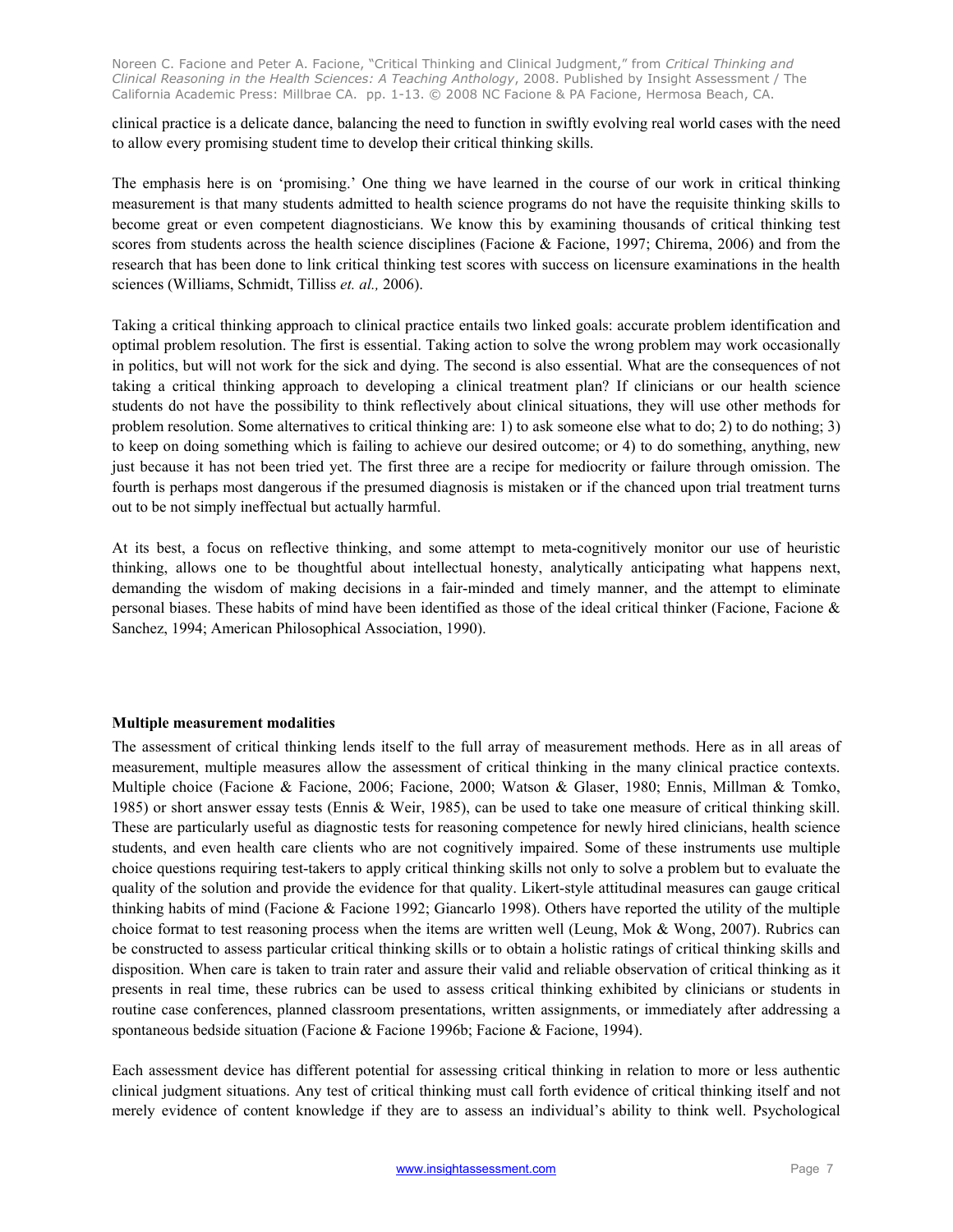clinical practice is a delicate dance, balancing the need to function in swiftly evolving real world cases with the need to allow every promising student time to develop their critical thinking skills.

The emphasis here is on 'promising.' One thing we have learned in the course of our work in critical thinking measurement is that many students admitted to health science programs do not have the requisite thinking skills to become great or even competent diagnosticians. We know this by examining thousands of critical thinking test scores from students across the health science disciplines (Facione & Facione, 1997; Chirema, 2006) and from the research that has been done to link critical thinking test scores with success on licensure examinations in the health sciences (Williams, Schmidt, Tilliss *et. al.,* 2006).

Taking a critical thinking approach to clinical practice entails two linked goals: accurate problem identification and optimal problem resolution. The first is essential. Taking action to solve the wrong problem may work occasionally in politics, but will not work for the sick and dying. The second is also essential. What are the consequences of not taking a critical thinking approach to developing a clinical treatment plan? If clinicians or our health science students do not have the possibility to think reflectively about clinical situations, they will use other methods for problem resolution. Some alternatives to critical thinking are: 1) to ask someone else what to do; 2) to do nothing; 3) to keep on doing something which is failing to achieve our desired outcome; or 4) to do something, anything, new just because it has not been tried yet. The first three are a recipe for mediocrity or failure through omission. The fourth is perhaps most dangerous if the presumed diagnosis is mistaken or if the chanced upon trial treatment turns out to be not simply ineffectual but actually harmful.

At its best, a focus on reflective thinking, and some attempt to meta-cognitively monitor our use of heuristic thinking, allows one to be thoughtful about intellectual honesty, analytically anticipating what happens next, demanding the wisdom of making decisions in a fair-minded and timely manner, and the attempt to eliminate personal biases. These habits of mind have been identified as those of the ideal critical thinker (Facione, Facione & Sanchez, 1994; American Philosophical Association, 1990).

**Multiple measurement modalities**

The assessment of critical thinking lends itself to the full array of measurement methods. Here as in all areas of measurement, multiple measures allow the assessment of critical thinking in the many clinical practice contexts. Multiple choice (Facione & Facione, 2006; Facione, 2000; Watson & Glaser, 1980; Ennis, Millman & Tomko, 1985) or short answer essay tests (Ennis & Weir, 1985), can be used to take one measure of critical thinking skill. These are particularly useful as diagnostic tests for reasoning competence for newly hired clinicians, health science students, and even health care clients who are not cognitively impaired. Some of these instruments use multiple choice questions requiring test-takers to apply critical thinking skills not only to solve a problem but to evaluate the quality of the solution and provide the evidence for that quality. Likert-style attitudinal measures can gauge critical thinking habits of mind (Facione & Facione 1992; Giancarlo 1998). Others have reported the utility of the multiple choice format to test reasoning process when the items are written well (Leung, Mok & Wong, 2007). Rubrics can be constructed to assess particular critical thinking skills or to obtain a holistic ratings of critical thinking skills and disposition. When care is taken to train rater and assure their valid and reliable observation of critical thinking as it presents in real time, these rubrics can be used to assess critical thinking exhibited by clinicians or students in routine case conferences, planned classroom presentations, written assignments, or immediately after addressing a spontaneous bedside situation (Facione & Facione 1996b; Facione & Facione, 1994).

Each assessment device has different potential for assessing critical thinking in relation to more or less authentic clinical judgment situations. Any test of critical thinking must call forth evidence of critical thinking itself and not merely evidence of content knowledge if they are to assess an individual's ability to think well. Psychological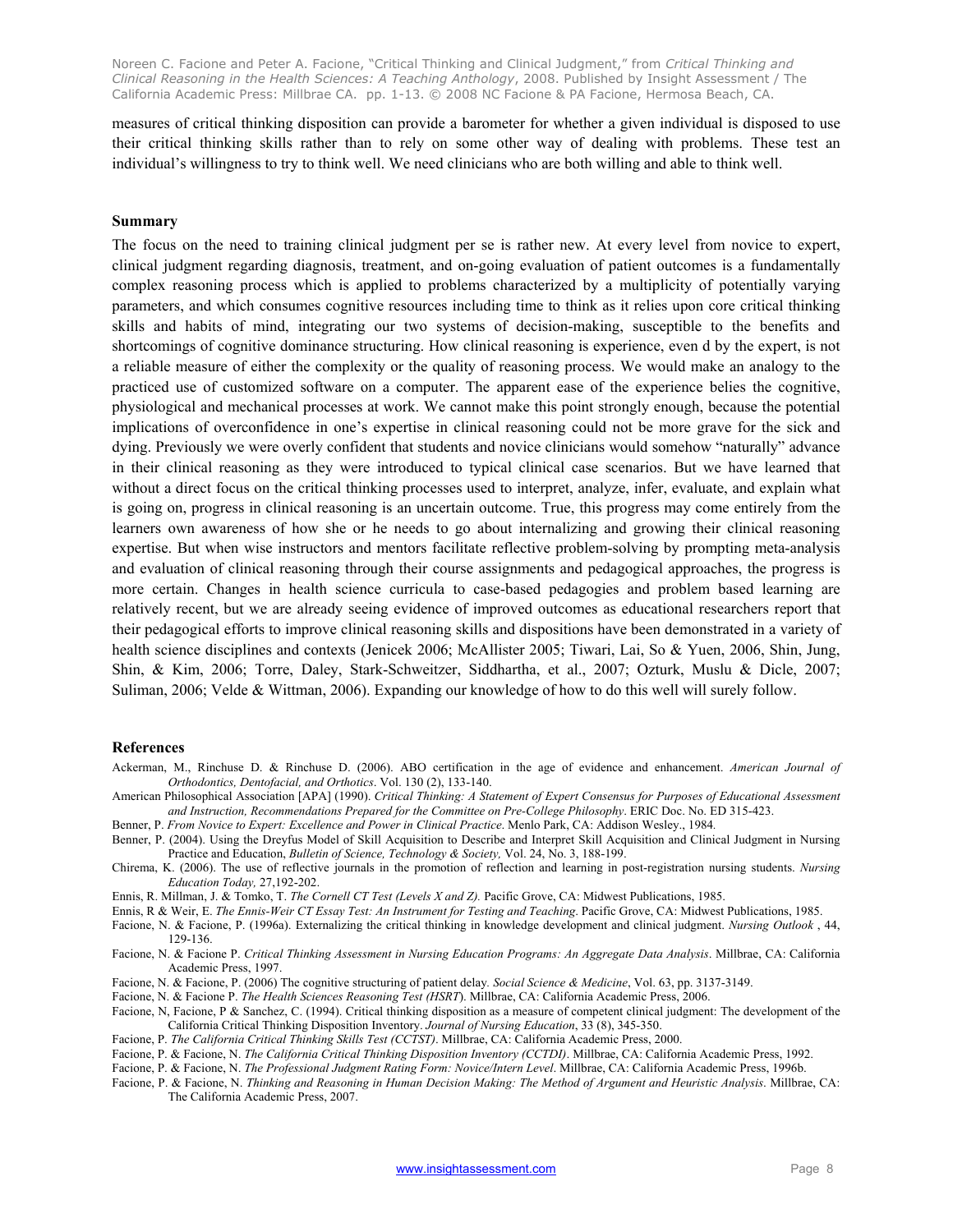measures of critical thinking disposition can provide a barometer for whether a given individual is disposed to use their critical thinking skills rather than to rely on some other way of dealing with problems. These test an individual's willingness to try to think well. We need clinicians who are both willing and able to think well.

### Summary

The focus on the need to training clinical judgment per se is rather new. At every level from novice to expert, clinical judgment regarding diagnosis, treatment, and on-going evaluation of patient outcomes is a fundamentally complex reasoning process which is applied to problems characterized by a multiplicity of potentially varying parameters, and which consumes cognitive resources including time to think as it relies upon core critical thinking skills and habits of mind, integrating our two systems of decision-making, susceptible to the benefits and shortcomings of cognitive dominance structuring. How clinical reasoning is experience, even d by the expert, is not a reliable measure of either the complexity or the quality of reasoning process. We would make an analogy to the practiced use of customized software on a computer. The apparent ease of the experience belies the cognitive, physiological and mechanical processes at work. We cannot make this point strongly enough, because the potential implications of overconfidence in one's expertise in clinical reasoning could not be more grave for the sick and dying. Previously we were overly confident that students and novice clinicians would somehow "naturally" advance in their clinical reasoning as they were introduced to typical clinical case scenarios. But we have learned that without a direct focus on the critical thinking processes used to interpret, analyze, infer, evaluate, and explain what is going on, progress in clinical reasoning is an uncertain outcome. True, this progress may come entirely from the learners own awareness of how she or he needs to go about internalizing and growing their clinical reasoning expertise. But when wise instructors and mentors facilitate reflective problem-solving by prompting meta-analysis and evaluation of clinical reasoning through their course assignments and pedagogical approaches, the progress is more certain. Changes in health science curricula to case-based pedagogies and problem based learning are relatively recent, but we are already seeing evidence of improved outcomes as educational researchers report that their pedagogical efforts to improve clinical reasoning skills and dispositions have been demonstrated in a variety of health science disciplines and contexts (Jenicek 2006; McAllister 2005; Tiwari, Lai, So & Yuen, 2006, Shin, Jung, Shin, & Kim, 2006; Torre, Daley, Stark-Schweitzer, Siddhartha, et al., 2007; Ozturk, Muslu & Dicle, 2007; Suliman, 2006; Velde & Wittman, 2006). Expanding our knowledge of how to do this well will surely follow.

### References

Ackerman, M., Rinchuse D. & Rinchuse D. (2006). ABO certification in the age of evidence and enhancement. *American Journal of Orthodontics, Dentofacial, and Orthotics*. Vol. 130 (2), 133-140.

American Philosophical Association [APA] (1990). *Critical Thinking: A Statement of Expert Consensus for Purposes of Educational Assessment and Instruction, Recommendations Prepared for the Committee on Pre-College Philosophy*. ERIC Doc. No. ED 315-423.

Benner, P. *From Novice to Expert: Excellence and Power in Clinical Practice*. Menlo Park, CA: Addison Wesley., 1984.

Benner, P. (2004). Using the Dreyfus Model of Skill Acquisition to Describe and Interpret Skill Acquisition and Clinical Judgment in Nursing Practice and Education, *Bulletin of Science, Technology & Society,* Vol. 24, No. 3, 188-199.

Chirema, K. (2006). The use of reflective journals in the promotion of reflection and learning in post-registration nursing students. *Nursing Education Today,* 27,192-202.

Ennis, R. Millman, J. & Tomko, T. *The Cornell CT Test (Levels X and Z).* Pacific Grove, CA: Midwest Publications, 1985.

Ennis, R & Weir, E. *The Ennis-Weir CT Essay Test: An Instrument for Testing and Teaching*. Pacific Grove, CA: Midwest Publications, 1985.

Facione, N. & Facione, P. (1996a). Externalizing the critical thinking in knowledge development and clinical judgment. *Nursing Outlook* , 44, 129-136.

Facione, N. & Facione P. *Critical Thinking Assessment in Nursing Education Programs: An Aggregate Data Analysis*. Millbrae, CA: California Academic Press, 1997.

Facione, N. & Facione, P. (2006) The cognitive structuring of patient delay*. Social Science & Medicine*, Vol. 63, pp. 3137-3149.

Facione, N. & Facione P. *The Health Sciences Reasoning Test (HSRT*). Millbrae, CA: California Academic Press, 2006.

Facione, N, Facione, P & Sanchez, C. (1994). Critical thinking disposition as a measure of competent clinical judgment: The development of the California Critical Thinking Disposition Inventory. *Journal of Nursing Education*, 33 (8), 345-350.

Facione, P. *The California Critical Thinking Skills Test (CCTST)*. Millbrae, CA: California Academic Press, 2000.

Facione, P. & Facione, N. *The California Critical Thinking Disposition Inventory (CCTDI)*. Millbrae, CA: California Academic Press, 1992.

Facione, P. & Facione, N. *The Professional Judgment Rating Form: Novice/Intern Level*. Millbrae, CA: California Academic Press, 1996b.

Facione, P. & Facione, N. *Thinking and Reasoning in Human Decision Making: The Method of Argument and Heuristic Analysis*. Millbrae, CA: The California Academic Press, 2007.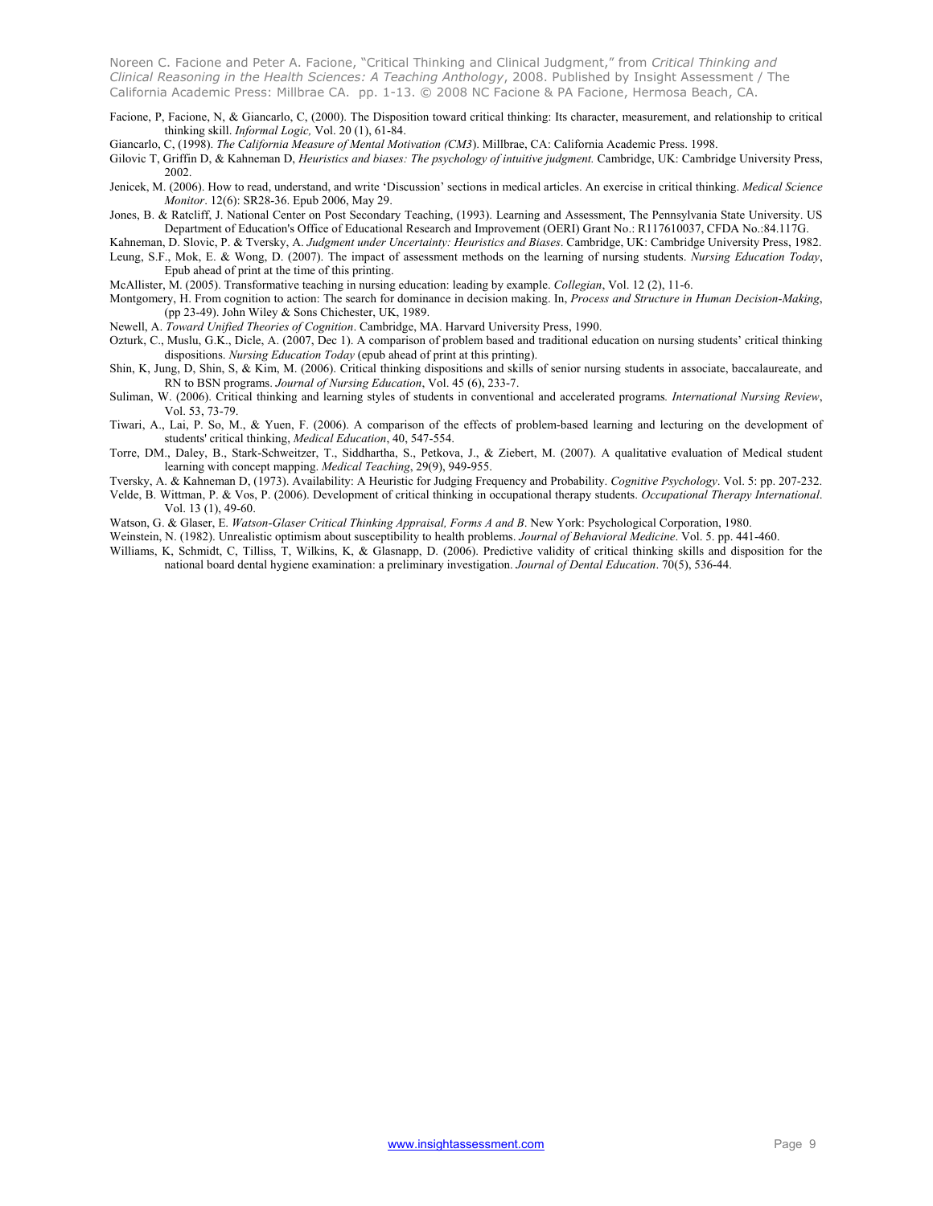Facione, P, Facione, N, & Giancarlo, C, (2000). The Disposition toward critical thinking: Its character, measurement, and relationship to critical thinking skill. *Informal Logic,* Vol. 20 (1), 61-84.

Giancarlo, C, (1998). *The California Measure of Mental Motivation (CM3*). Millbrae, CA: California Academic Press. 1998.

Gilovic T, Griffin D, & Kahneman D, *Heuristics and biases: The psychology of intuitive judgment.* Cambridge, UK: Cambridge University Press, 2002.

Jenicek, M. (2006). How to read, understand, and write 'Discussion' sections in medical articles. An exercise in critical thinking. *Medical Science Monitor*. 12(6): SR28-36. Epub 2006, May 29.

Jones, B. & Ratcliff, J. National Center on Post Secondary Teaching, (1993). Learning and Assessment, The Pennsylvania State University. US Department of Education's Office of Educational Research and Improvement (OERI) Grant No.: R117610037, CFDA No.:84.117G.

Kahneman, D. Slovic, P. & Tversky, A. *Judgment under Uncertainty: Heuristics and Biases*. Cambridge, UK: Cambridge University Press, 1982.

Leung, S.F., Mok, E. & Wong, D. (2007). The impact of assessment methods on the learning of nursing students. *Nursing Education Today*, Epub ahead of print at the time of this printing.

McAllister, M. (2005). Transformative teaching in nursing education: leading by example. *Collegian*, Vol. 12 (2), 11-6.

Montgomery, H. From cognition to action: The search for dominance in decision making. In, *Process and Structure in Human Decision-Making*, (pp 23-49). John Wiley & Sons Chichester, UK, 1989.

Newell, A. *Toward Unified Theories of Cognition*. Cambridge, MA. Harvard University Press, 1990.

Ozturk, C., Muslu, G.K., Dicle, A. (2007, Dec 1). A comparison of problem based and traditional education on nursing students' critical thinking dispositions. *Nursing Education Today* (epub ahead of print at this printing).

Shin, K, Jung, D, Shin, S, & Kim, M. (2006). Critical thinking dispositions and skills of senior nursing students in associate, baccalaureate, and RN to BSN programs. *Journal of Nursing Education*, Vol. 45 (6), 233-7.

Suliman, W. (2006). Critical thinking and learning styles of students in conventional and accelerated programs*. International Nursing Review*, Vol. 53, 73-79.

Tiwari, A., Lai, P. So, M., & Yuen, F. (2006). A comparison of the effects of problem-based learning and lecturing on the development of students' critical thinking, *Medical Education*, 40, 547-554.

Torre, DM., Daley, B., Stark-Schweitzer, T., Siddhartha, S., Petkova, J., & Ziebert, M. (2007). A qualitative evaluation of Medical student learning with concept mapping. *Medical Teaching*, 29(9), 949-955.

Tversky, A. & Kahneman D, (1973). Availability: A Heuristic for Judging Frequency and Probability. *Cognitive Psychology*. Vol. 5: pp. 207-232.

Velde, B. Wittman, P. & Vos, P. (2006). Development of critical thinking in occupational therapy students. *Occupational Therapy International*. Vol. 13 (1), 49-60.

Watson, G. & Glaser, E. *Watson-Glaser Critical Thinking Appraisal, Forms A and B*. New York: Psychological Corporation, 1980.

Weinstein, N. (1982). Unrealistic optimism about susceptibility to health problems. *Journal of Behavioral Medicine*. Vol. 5. pp. 441-460.

Williams, K, Schmidt, C, Tilliss, T, Wilkins, K, & Glasnapp, D. (2006). Predictive validity of critical thinking skills and disposition for the national board dental hygiene examination: a preliminary investigation. *Journal of Dental Education*. 70(5), 536-44.